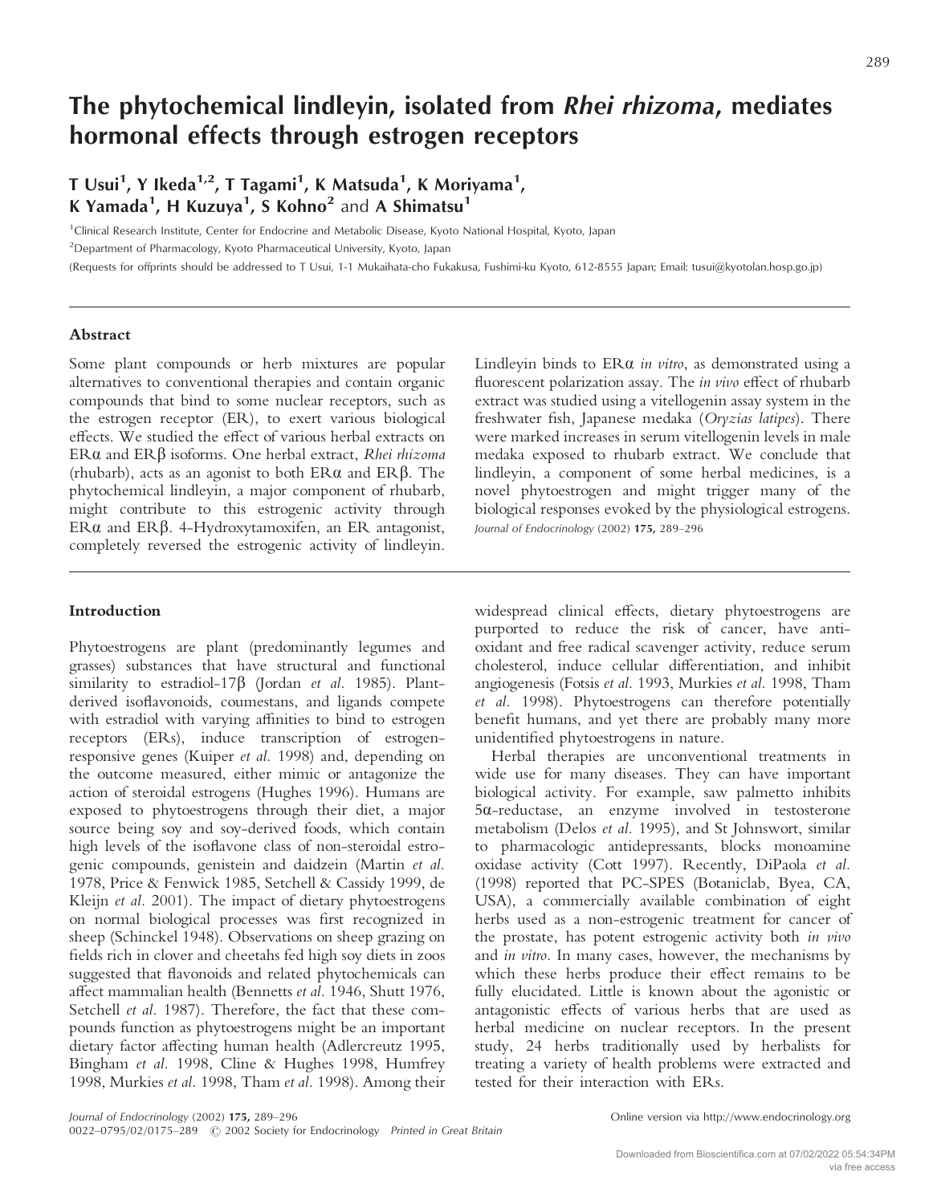# The phytochemical lindleyin, isolated from *Rhei rhizoma*, mediates hormonal effects through estrogen receptors

**T Usui[1], Y Ikeda[1,2], T Tagami[1], K Matsuda[1], K Moriyama[1], K Yamada[1], H Kuzuya[1], S Kohno[2] and A Shimatsu[1]**

[1]Clinical Research Institute, Center for Endocrine and Metabolic Disease, Kyoto National Hospital, Kyoto, Japan

[2]Department of Pharmacology, Kyoto Pharmaceutical University, Kyoto, Japan

(Requests for offprints should be addressed to T Usui, 1-1 Mukaihata-cho Fukakusa, Fushimi-ku Kyoto, 612-8555 Japan; Email: tusui@kyotolan.hosp.go.jp)

## Abstract

Some plant compounds or herb mixtures are popular alternatives to conventional therapies and contain organic compounds that bind to some nuclear receptors, such as the estrogen receptor (ER), to exert various biological effects. We studied the effect of various herbal extracts on ERα and ERβ isoforms. One herbal extract, *Rhei rhizoma* (rhubarb), acts as an agonist to both ERα and ERβ. The phytochemical lindleyin, a major component of rhubarb, might contribute to this estrogenic activity through ERα and ERβ. 4-Hydroxytamoxifen, an ER antagonist, completely reversed the estrogenic activity of lindleyin. Lindleyin binds to ERα *in vitro*, as demonstrated using a fluorescent polarization assay. The *in vivo* effect of rhubarb extract was studied using a vitellogenin assay system in the freshwater fish, Japanese medaka (*Oryzias latipes*). There were marked increases in serum vitellogenin levels in male medaka exposed to rhubarb extract. We conclude that lindleyin, a component of some herbal medicines, is a novel phytoestrogen and might trigger many of the biological responses evoked by the physiological estrogens.

*Journal of Endocrinology* (2002) **175**, 289–296

## Introduction

Phytoestrogens are plant (predominantly legumes and grasses) substances that have structural and functional similarity to estradiol-17β (Jordan *et al.* 1985). Plant-derived isoflavonoids, coumestans, and ligands compete with estradiol with varying affinities to bind to estrogen receptors (ERs), induce transcription of estrogen-responsive genes (Kuiper *et al.* 1998) and, depending on the outcome measured, either mimic or antagonize the action of steroidal estrogens (Hughes 1996). Humans are exposed to phytoestrogens through their diet, a major source being soy and soy-derived foods, which contain high levels of the isoflavone class of non-steroidal estrogenic compounds, genistein and daidzein (Martin *et al.* 1978, Price & Fenwick 1985, Setchell & Cassidy 1999, de Kleijn *et al.* 2001). The impact of dietary phytoestrogens on normal biological processes was first recognized in sheep (Schinckel 1948). Observations on sheep grazing on fields rich in clover and cheetahs fed high soy diets in zoos suggested that flavonoids and related phytochemicals can affect mammalian health (Bennetts *et al.* 1946, Shutt 1976, Setchell *et al.* 1987). Therefore, the fact that these compounds function as phytoestrogens might be an important dietary factor affecting human health (Adlercreutz 1995, Bingham *et al.* 1998, Cline & Hughes 1998, Humfrey 1998, Murkies *et al.* 1998, Tham *et al.* 1998). Among their widespread clinical effects, dietary phytoestrogens are purported to reduce the risk of cancer, have antioxidant and free radical scavenger activity, reduce serum cholesterol, induce cellular differentiation, and inhibit angiogenesis (Fotsis *et al.* 1993, Murkies *et al.* 1998, Tham *et al.* 1998). Phytoestrogens can therefore potentially benefit humans, and yet there are probably many more unidentified phytoestrogens in nature.

Herbal therapies are unconventional treatments in wide use for many diseases. They can have important biological activity. For example, saw palmetto inhibits 5α-reductase, an enzyme involved in testosterone metabolism (Delos *et al.* 1995), and St Johnswort, similar to pharmacologic antidepressants, blocks monoamine oxidase activity (Cott 1997). Recently, DiPaola *et al.* (1998) reported that PC-SPES (Botaniclab, Byea, CA, USA), a commercially available combination of eight herbs used as a non-estrogenic treatment for cancer of the prostate, has potent estrogenic activity both *in vivo* and *in vitro*. In many cases, however, the mechanisms by which these herbs produce their effect remains to be fully elucidated. Little is known about the agonistic or antagonistic effects of various herbs that are used as herbal medicine on nuclear receptors. In the present study, 24 herbs traditionally used by herbalists for treating a variety of health problems were extracted and tested for their interaction with ERs.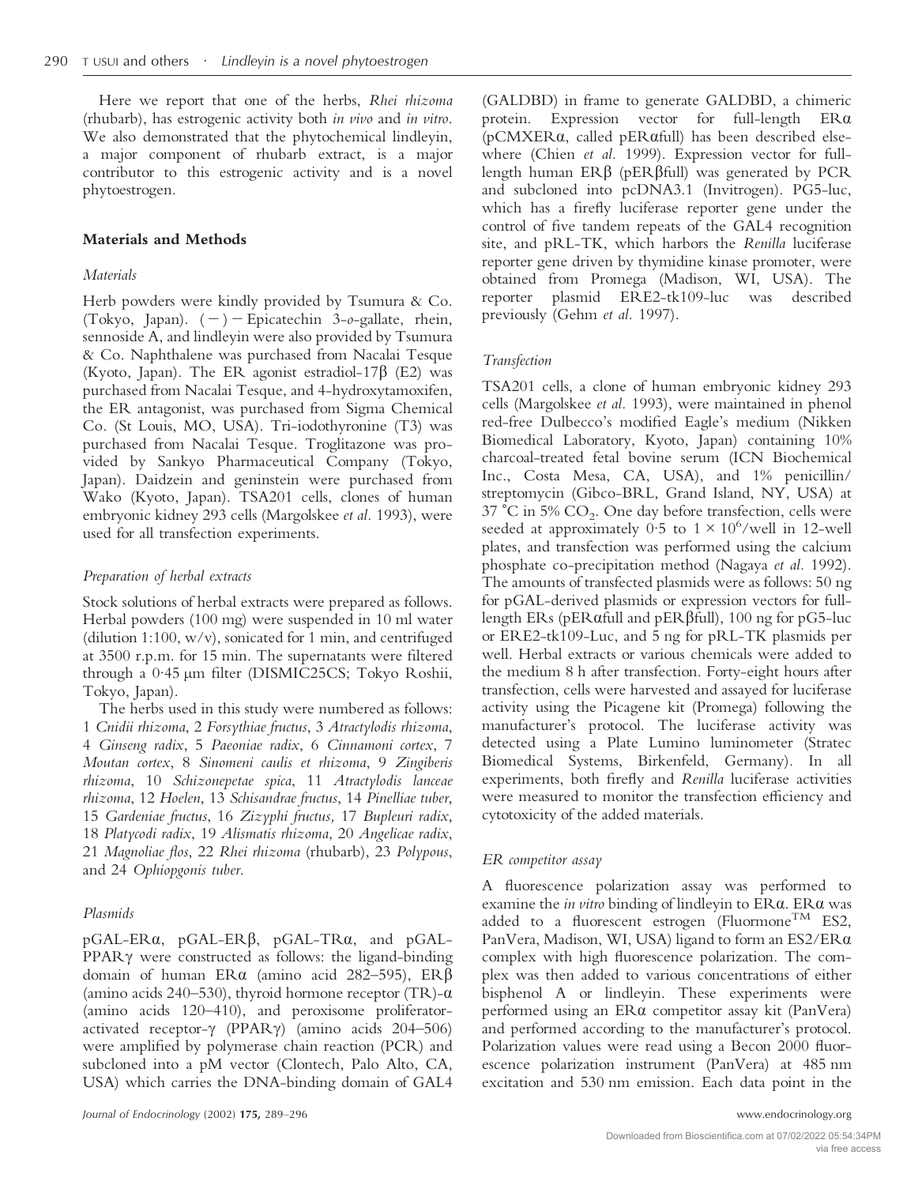Here we report that one of the herbs, *Rhei rhizoma* (rhubarb), has estrogenic activity both *in vivo* and *in vitro*. We also demonstrated that the phytochemical lindleyin, a major component of rhubarb extract, is a major contributor to this estrogenic activity and is a novel phytoestrogen.

## Materials and Methods

### Materials

Herb powders were kindly provided by Tsumura & Co. (Tokyo, Japan). (−)−Epicatechin 3-*o*-gallate, rhein, sennoside A, and lindleyin were also provided by Tsumura & Co. Naphthalene was purchased from Nacalai Tesque (Kyoto, Japan). The ER agonist estradiol-17β (E2) was purchased from Nacalai Tesque, and 4-hydroxytamoxifen, the ER antagonist, was purchased from Sigma Chemical Co. (St Louis, MO, USA). Tri-iodothyronine (T3) was purchased from Nacalai Tesque. Troglitazone was provided by Sankyo Pharmaceutical Company (Tokyo, Japan). Daidzein and geninstein were purchased from Wako (Kyoto, Japan). TSA201 cells, clones of human embryonic kidney 293 cells (Margolskee *et al.* 1993), were used for all transfection experiments.

### Preparation of herbal extracts

Stock solutions of herbal extracts were prepared as follows. Herbal powders (100 mg) were suspended in 10 ml water (dilution 1:100, w/v), sonicated for 1 min, and centrifuged at 3500 r.p.m. for 15 min. The supernatants were filtered through a 0·45 µm filter (DISMIC25CS; Tokyo Roshii, Tokyo, Japan).

The herbs used in this study were numbered as follows: 1 *Cnidii rhizoma*, 2 *Forsythiae fructus*, 3 *Atractylodis rhizoma*, 4 *Ginseng radix*, 5 *Paeoniae radix*, 6 *Cinnamoni cortex*, 7 *Moutan cortex*, 8 *Sinomeni caulis et rhizoma*, 9 *Zingiberis rhizoma*, 10 *Schizonepetae spica*, 11 *Atractylodis lanceae rhizoma*, 12 *Hoelen*, 13 *Schisandrae fructus*, 14 *Pinelliae tuber*, 15 *Gardeniae fructus*, 16 *Zizyphi fructus,* 17 *Bupleuri radix*, 18 *Platycodi radix*, 19 *Alismatis rhizoma*, 20 *Angelicae radix*, 21 *Magnoliae flos*, 22 *Rhei rhizoma* (rhubarb), 23 *Polypous*, and 24 *Ophiopgonis tuber*.

### Plasmids

pGAL-ERα, pGAL-ERβ, pGAL-TRα, and pGAL-PPARγ were constructed as follows: the ligand-binding domain of human ERα (amino acid 282–595), ERβ (amino acids 240–530), thyroid hormone receptor (TR)-α (amino acids 120–410), and peroxisome proliferator-activated receptor-γ (PPARγ) (amino acids 204–506) were amplified by polymerase chain reaction (PCR) and subcloned into a pM vector (Clontech, Palo Alto, CA, USA) which carries the DNA-binding domain of GAL4 (GALDBD) in frame to generate GALDBD, a chimeric protein. Expression vector for full-length ERα (pCMXERα, called pERαfull) has been described elsewhere (Chien *et al.* 1999). Expression vector for full-length human ERβ (pERβfull) was generated by PCR and subcloned into pcDNA3.1 (Invitrogen). PG5-luc, which has a firefly luciferase reporter gene under the control of five tandem repeats of the GAL4 recognition site, and pRL-TK, which harbors the *Renilla* luciferase reporter gene driven by thymidine kinase promoter, were obtained from Promega (Madison, WI, USA). The reporter plasmid ERE2-tk109-luc was described previously (Gehm *et al.* 1997).

### Transfection

TSA201 cells, a clone of human embryonic kidney 293 cells (Margolskee *et al.* 1993), were maintained in phenol red-free Dulbecco's modified Eagle's medium (Nikken Biomedical Laboratory, Kyoto, Japan) containing 10% charcoal-treated fetal bovine serum (ICN Biochemical Inc., Costa Mesa, CA, USA), and 1% penicillin/streptomycin (Gibco-BRL, Grand Island, NY, USA) at 37 °C in 5% $CO_2$. One day before transfection, cells were seeded at approximately 0·5 to $1 \times 10^6$/well in 12-well plates, and transfection was performed using the calcium phosphate co-precipitation method (Nagaya *et al.* 1992). The amounts of transfected plasmids were as follows: 50 ng for pGAL-derived plasmids or expression vectors for full-length ERs (pERαfull and pERβfull), 100 ng for pG5-luc or ERE2-tk109-Luc, and 5 ng for pRL-TK plasmids per well. Herbal extracts or various chemicals were added to the medium 8 h after transfection. Forty-eight hours after transfection, cells were harvested and assayed for luciferase activity using the Picagene kit (Promega) following the manufacturer's protocol. The luciferase activity was detected using a Plate Lumino luminometer (Stratec Biomedical Systems, Birkenfeld, Germany). In all experiments, both firefly and *Renilla* luciferase activities were measured to monitor the transfection efficiency and cytotoxicity of the added materials.

### ER competitor assay

A fluorescence polarization assay was performed to examine the *in vitro* binding of lindleyin to ERα. ERα was added to a fluorescent estrogen (Fluormone™ ES2, PanVera, Madison, WI, USA) ligand to form an ES2/ERα complex with high fluorescence polarization. The complex was then added to various concentrations of either bisphenol A or lindleyin. These experiments were performed using an ERα competitor assay kit (PanVera) and performed according to the manufacturer's protocol. Polarization values were read using a Becon 2000 fluorescence polarization instrument (PanVera) at 485 nm excitation and 530 nm emission. Each data point in the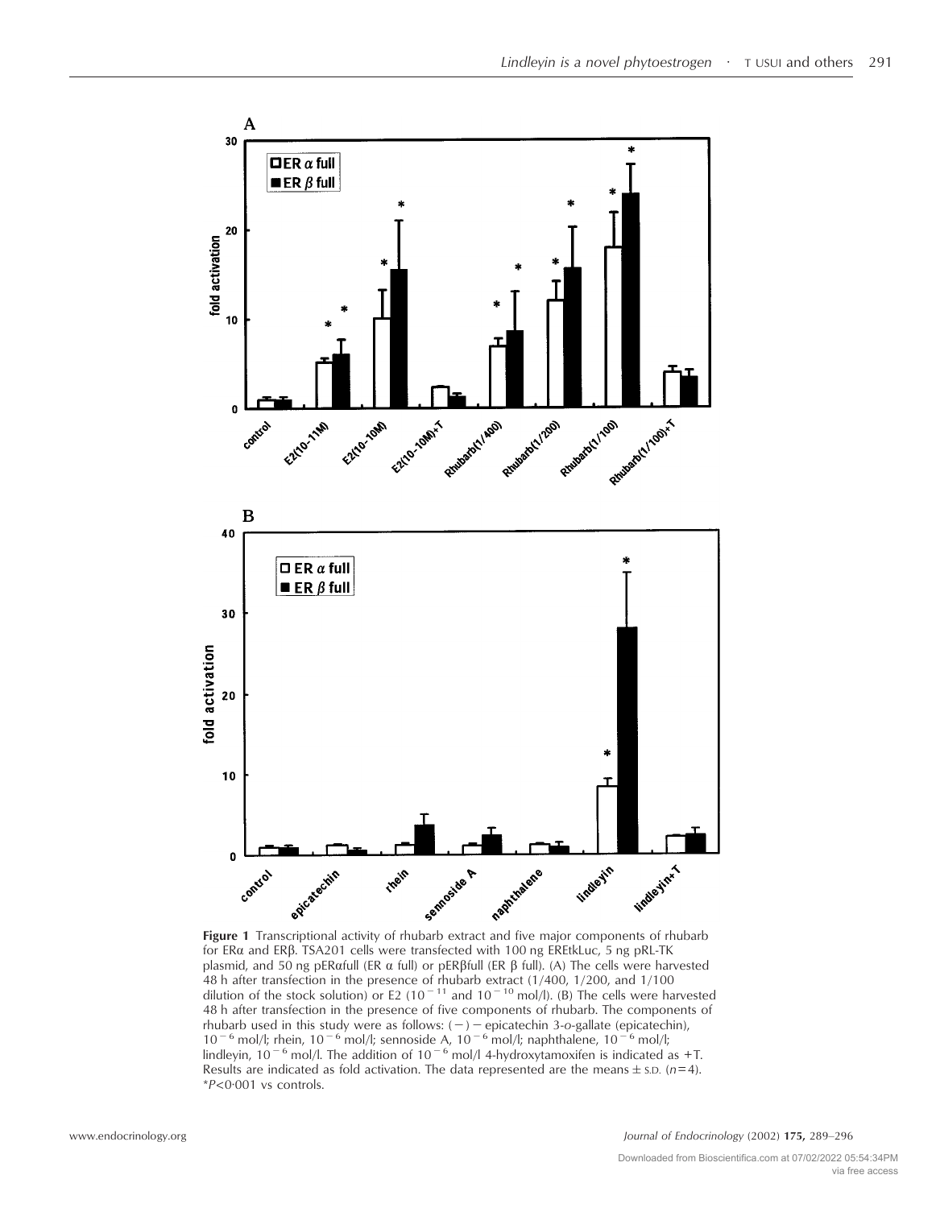**Figure 1** Transcriptional activity of rhubarb extract and five major components of rhubarb for ERα and ERβ. TSA201 cells were transfected with 100 ng EREtkLuc, 5 ng pRL-TK plasmid, and 50 ng pERαfull (ER α full) or pERβfull (ER β full). (A) The cells were harvested 48 h after transfection in the presence of rhubarb extract (1/400, 1/200, and 1/100 dilution of the stock solution) or E2 ($10^{-11}$ and $10^{-10}$ mol/l). (B) The cells were harvested 48 h after transfection in the presence of five components of rhubarb. The components of rhubarb used in this study were as follows: (−) − epicatechin 3-*o*-gallate (epicatechin), $10^{-6}$ mol/l; rhein, $10^{-6}$ mol/l; sennoside A, $10^{-6}$ mol/l; naphthalene, $10^{-6}$ mol/l; lindleyin, $10^{-6}$ mol/l. The addition of $10^{-6}$ mol/l 4-hydroxytamoxifen is indicated as +T. Results are indicated as fold activation. The data represented are the means ± S.D. ($n$=4). \*$P$<0·001 vs controls.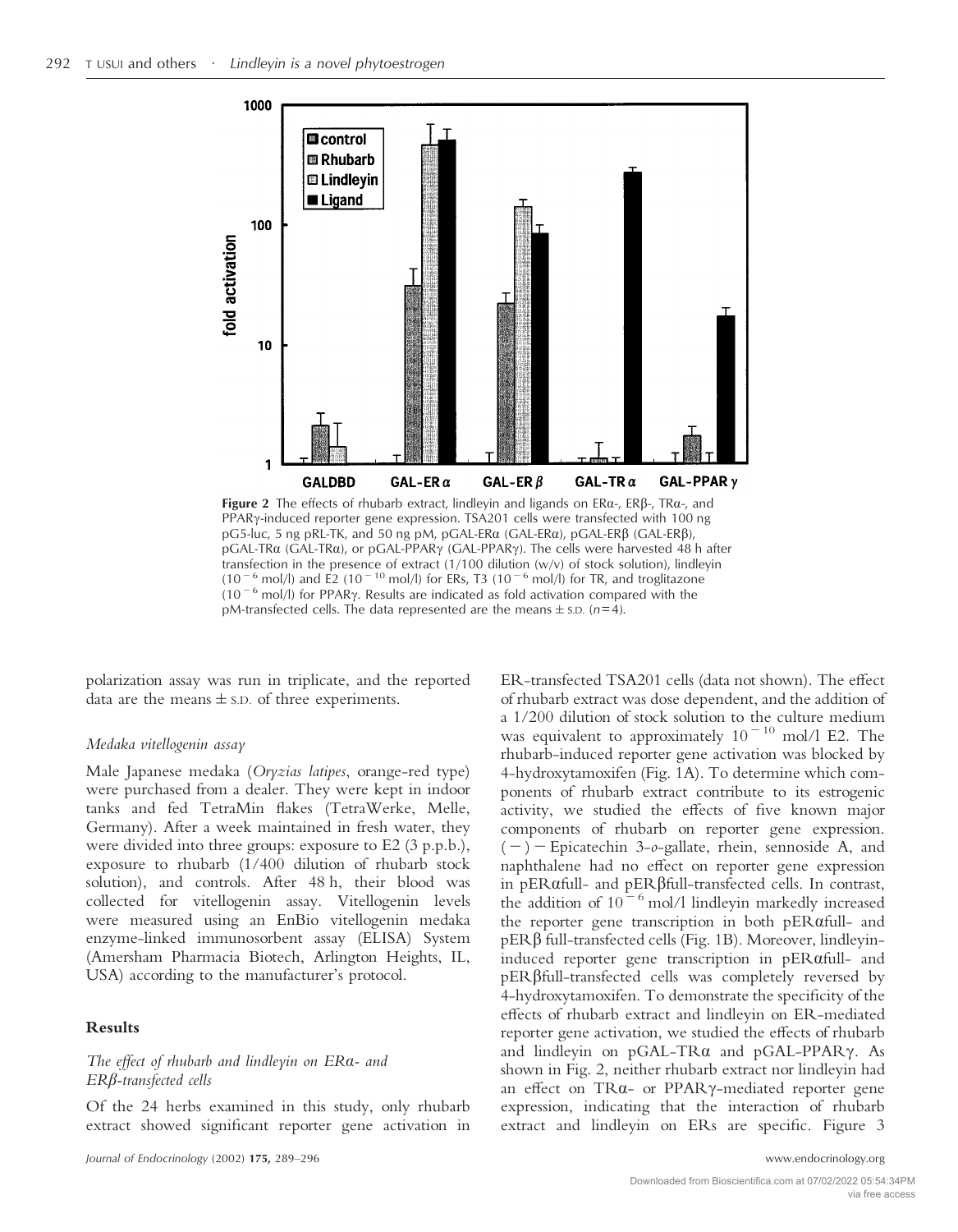**Figure 2** The effects of rhubarb extract, lindleyin and ligands on ERα-, ERβ-, TRα-, and PPARγ-induced reporter gene expression. TSA201 cells were transfected with 100 ng pG5-luc, 5 ng pRL-TK, and 50 ng pM, pGAL-ERα (GAL-ERα), pGAL-ERβ (GAL-ERβ), pGAL-TRα (GAL-TRα), or pGAL-PPARγ (GAL-PPARγ). The cells were harvested 48 h after transfection in the presence of extract (1/100 dilution (w/v) of stock solution), lindleyin ($10^{-6}$ mol/l) and E2 ($10^{-10}$ mol/l) for ERs, T3 ($10^{-6}$ mol/l) for TR, and troglitazone ($10^{-6}$ mol/l) for PPARγ. Results are indicated as fold activation compared with the pM-transfected cells. The data represented are the means ± S.D. ($n$=4).

polarization assay was run in triplicate, and the reported data are the means ± S.D. of three experiments.

### *Medaka vitellogenin assay*

Male Japanese medaka (*Oryzias latipes*, orange-red type) were purchased from a dealer. They were kept in indoor tanks and fed TetraMin flakes (TetraWerke, Melle, Germany). After a week maintained in fresh water, they were divided into three groups: exposure to E2 (3 p.p.b.), exposure to rhubarb (1/400 dilution of rhubarb stock solution), and controls. After 48 h, their blood was collected for vitellogenin assay. Vitellogenin levels were measured using an EnBio vitellogenin medaka enzyme-linked immunosorbent assay (ELISA) System (Amersham Pharmacia Biotech, Arlington Heights, IL, USA) according to the manufacturer's protocol.

## Results

### *The effect of rhubarb and lindleyin on ERα- and ERβ-transfected cells*

Of the 24 herbs examined in this study, only rhubarb extract showed significant reporter gene activation in ER-transfected TSA201 cells (data not shown). The effect of rhubarb extract was dose dependent, and the addition of a 1/200 dilution of stock solution to the culture medium was equivalent to approximately $10^{-10}$ mol/l E2. The rhubarb-induced reporter gene activation was blocked by 4-hydroxytamoxifen (Fig. 1A). To determine which components of rhubarb extract contribute to its estrogenic activity, we studied the effects of five known major components of rhubarb on reporter gene expression. (−) − Epicatechin 3-*o*-gallate, rhein, sennoside A, and naphthalene had no effect on reporter gene expression in pERαfull- and pERβfull-transfected cells. In contrast, the addition of $10^{-6}$ mol/l lindleyin markedly increased the reporter gene transcription in both pERαfull- and pERβ full-transfected cells (Fig. 1B). Moreover, lindleyin-induced reporter gene transcription in pERαfull- and pERβfull-transfected cells was completely reversed by 4-hydroxytamoxifen. To demonstrate the specificity of the effects of rhubarb extract and lindleyin on ER-mediated reporter gene activation, we studied the effects of rhubarb and lindleyin on pGAL-TRα and pGAL-PPARγ. As shown in Fig. 2, neither rhubarb extract nor lindleyin had an effect on TRα- or PPARγ-mediated reporter gene expression, indicating that the interaction of rhubarb extract and lindleyin on ERs are specific. Figure 3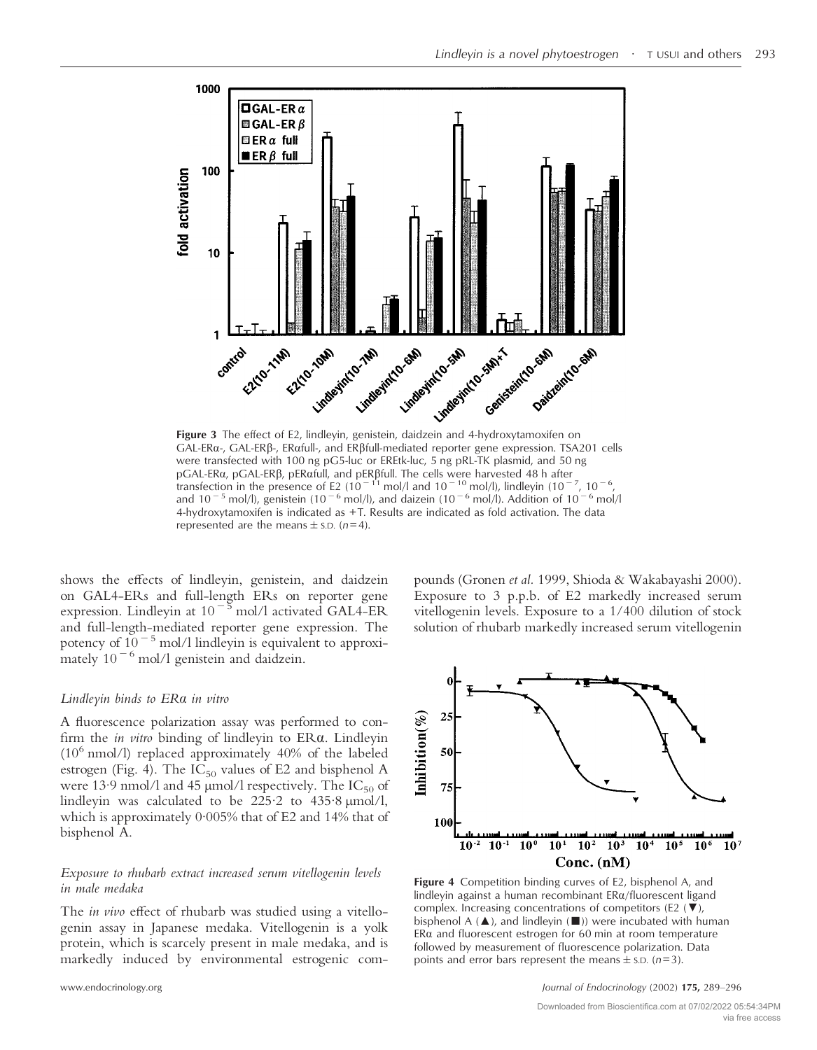**Figure 3** The effect of E2, lindleyin, genistein, daidzein and 4-hydroxytamoxifen on GAL-ERα-, GAL-ERβ-, ERαfull-, and ERβfull-mediated reporter gene expression. TSA201 cells were transfected with 100 ng pG5-luc or EREtk-luc, 5 ng pRL-TK plasmid, and 50 ng pGAL-ERα, pGAL-ERβ, pERαfull, and pERβfull. The cells were harvested 48 h after transfection in the presence of E2 ($10^{-11}$ mol/l and $10^{-10}$ mol/l), lindleyin ($10^{-7}$, $10^{-6}$, and $10^{-5}$ mol/l), genistein ($10^{-6}$ mol/l), and daizein ($10^{-6}$ mol/l). Addition of $10^{-6}$ mol/l 4-hydroxytamoxifen is indicated as +T. Results are indicated as fold activation. The data represented are the means ± S.D. ($n$=4).

shows the effects of lindleyin, genistein, and daidzein on GAL4-ERs and full-length ERs on reporter gene expression. Lindleyin at $10^{-5}$ mol/l activated GAL4-ER and full-length-mediated reporter gene expression. The potency of $10^{-5}$ mol/l lindleyin is equivalent to approximately $10^{-6}$ mol/l genistein and daidzein.

### *Lindleyin binds to ERα in vitro*

A fluorescence polarization assay was performed to confirm the *in vitro* binding of lindleyin to ERα. Lindleyin ($10^6$ nmol/l) replaced approximately 40% of the labeled estrogen (Fig. 4). The $IC_{50}$ values of E2 and bisphenol A were 13·9 nmol/l and 45 μmol/l respectively. The $IC_{50}$ of lindleyin was calculated to be 225·2 to 435·8 μmol/l, which is approximately 0·005% that of E2 and 14% that of bisphenol A.

### *Exposure to rhubarb extract increased serum vitellogenin levels in male medaka*

The *in vivo* effect of rhubarb was studied using a vitellogenin assay in Japanese medaka. Vitellogenin is a yolk protein, which is scarcely present in male medaka, and is markedly induced by environmental estrogenic compounds (Gronen *et al.* 1999, Shioda & Wakabayashi 2000). Exposure to 3 p.p.b. of E2 markedly increased serum vitellogenin levels. Exposure to a 1/400 dilution of stock solution of rhubarb markedly increased serum vitellogenin

**Figure 4** Competition binding curves of E2, bisphenol A, and lindleyin against a human recombinant ERα/fluorescent ligand complex. Increasing concentrations of competitors (E2 (▼), bisphenol A (▲), and lindleyin (■)) were incubated with human ERα and fluorescent estrogen for 60 min at room temperature followed by measurement of fluorescence polarization. Data points and error bars represent the means ± S.D. ($n$=3).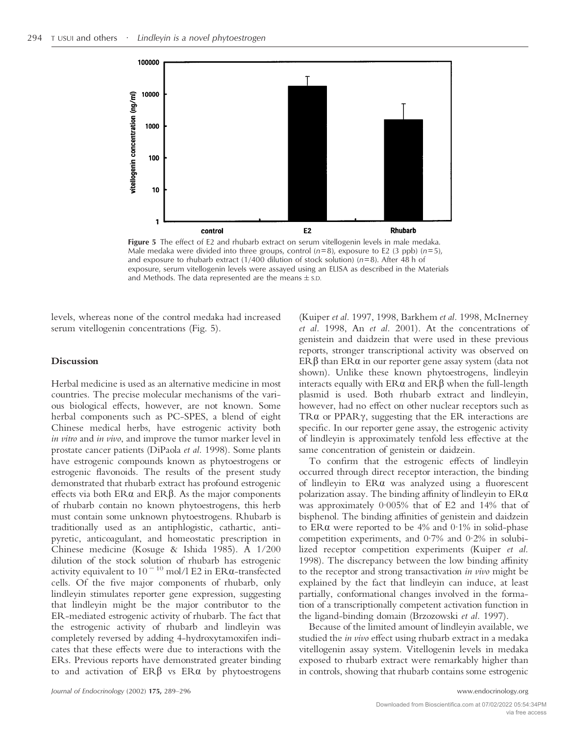**Figure 5** The effect of E2 and rhubarb extract on serum vitellogenin levels in male medaka. Male medaka were divided into three groups, control ($n$=8), exposure to E2 (3 ppb) ($n$=5), and exposure to rhubarb extract (1/400 dilution of stock solution) ($n$=8). After 48 h of exposure, serum vitellogenin levels were assayed using an ELISA as described in the Materials and Methods. The data represented are the means ± S.D.

levels, whereas none of the control medaka had increased serum vitellogenin concentrations (Fig. 5).

## Discussion

Herbal medicine is used as an alternative medicine in most countries. The precise molecular mechanisms of the various biological effects, however, are not known. Some herbal components such as PC-SPES, a blend of eight Chinese medical herbs, have estrogenic activity both *in vitro* and *in vivo*, and improve the tumor marker level in prostate cancer patients (DiPaola *et al.* 1998). Some plants have estrogenic compounds known as phytoestrogens or estrogenic flavonoids. The results of the present study demonstrated that rhubarb extract has profound estrogenic effects via both ERα and ERβ. As the major components of rhubarb contain no known phytoestrogens, this herb must contain some unknown phytoestrogens. Rhubarb is traditionally used as an antiphlogistic, cathartic, antipyretic, anticoagulant, and homeostatic prescription in Chinese medicine (Kosuge & Ishida 1985). A 1/200 dilution of the stock solution of rhubarb has estrogenic activity equivalent to $10^{-10}$ mol/l E2 in ERα-transfected cells. Of the five major components of rhubarb, only lindleyin stimulates reporter gene expression, suggesting that lindleyin might be the major contributor to the ER-mediated estrogenic activity of rhubarb. The fact that the estrogenic activity of rhubarb and lindleyin was completely reversed by adding 4-hydroxytamoxifen indicates that these effects were due to interactions with the ERs. Previous reports have demonstrated greater binding to and activation of ERβ vs ERα by phytoestrogens (Kuiper *et al.* 1997, 1998, Barkhem *et al.* 1998, McInerney *et al.* 1998, An *et al.* 2001). At the concentrations of genistein and daidzein that were used in these previous reports, stronger transcriptional activity was observed on ERβ than ERα in our reporter gene assay system (data not shown). Unlike these known phytoestrogens, lindleyin interacts equally with ERα and ERβ when the full-length plasmid is used. Both rhubarb extract and lindleyin, however, had no effect on other nuclear receptors such as TRα or PPARγ, suggesting that the ER interactions are specific. In our reporter gene assay, the estrogenic activity of lindleyin is approximately tenfold less effective at the same concentration of genistein or daidzein.

To confirm that the estrogenic effects of lindleyin occurred through direct receptor interaction, the binding of lindleyin to ERα was analyzed using a fluorescent polarization assay. The binding affinity of lindleyin to ERα was approximately 0·005% that of E2 and 14% that of bisphenol. The binding affinities of genistein and daidzein to ERα were reported to be 4% and 0·1% in solid-phase competition experiments, and 0·7% and 0·2% in solubilized receptor competition experiments (Kuiper *et al.* 1998). The discrepancy between the low binding affinity to the receptor and strong transactivation *in vivo* might be explained by the fact that lindleyin can induce, at least partially, conformational changes involved in the formation of a transcriptionally competent activation function in the ligand-binding domain (Brzozowski *et al.* 1997).

Because of the limited amount of lindleyin available, we studied the *in vivo* effect using rhubarb extract in a medaka vitellogenin assay system. Vitellogenin levels in medaka exposed to rhubarb extract were remarkably higher than in controls, showing that rhubarb contains some estrogenic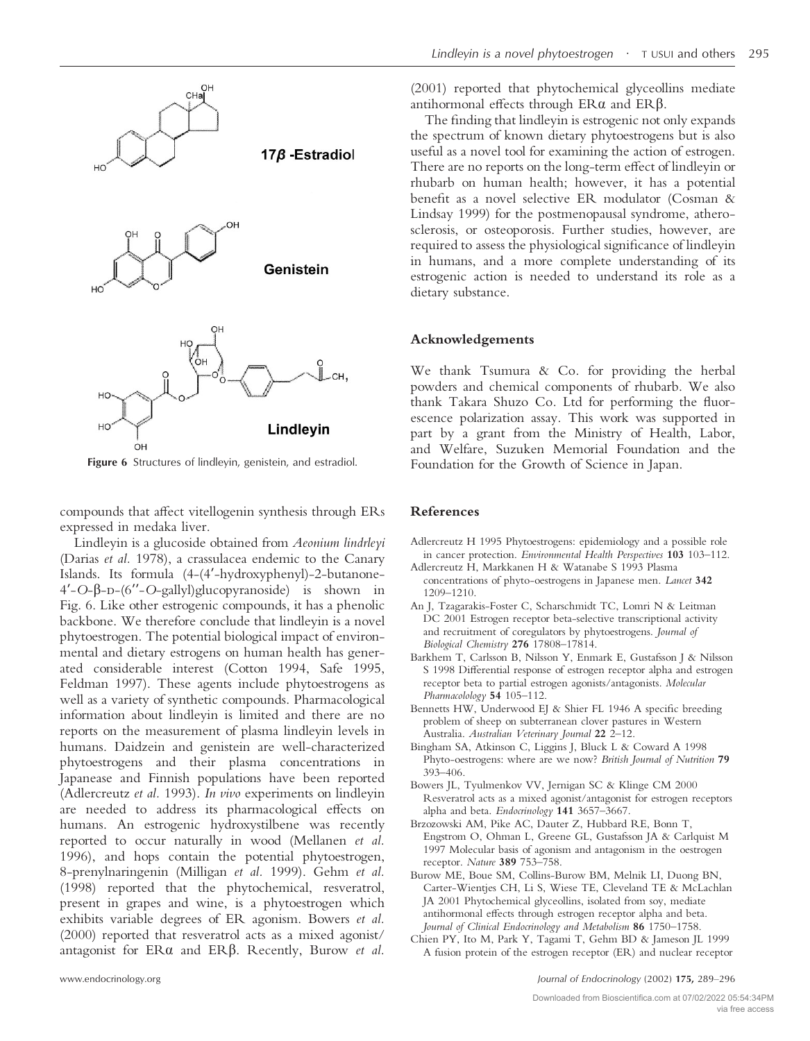Figure 6 Structures of lindleyin, genistein, and estradiol.

compounds that affect vitellogenin synthesis through ERs expressed in medaka liver.

Lindleyin is a glucoside obtained from *Aeonium lindrleyi* (Darias *et al.* 1978), a crassulacea endemic to the Canary Islands. Its formula (4-(4′-hydroxyphenyl)-2-butanone-4′-*O*-β-D-(6″-*O*-gallyl)glucopyranoside) is shown in Fig. 6. Like other estrogenic compounds, it has a phenolic backbone. We therefore conclude that lindleyin is a novel phytoestrogen. The potential biological impact of environmental and dietary estrogens on human health has generated considerable interest (Cotton 1994, Safe 1995, Feldman 1997). These agents include phytoestrogens as well as a variety of synthetic compounds. Pharmacological information about lindleyin is limited and there are no reports on the measurement of plasma lindleyin levels in humans. Daidzein and genistein are well-characterized phytoestrogens and their plasma concentrations in Japanease and Finnish populations have been reported (Adlercreutz *et al.* 1993). *In vivo* experiments on lindleyin are needed to address its pharmacological effects on humans. An estrogenic hydroxystilbene was recently reported to occur naturally in wood (Mellanen *et al.* 1996), and hops contain the potential phytoestrogen, 8-prenylnaringenin (Milligan *et al.* 1999). Gehm *et al.* (1998) reported that the phytochemical, resveratrol, present in grapes and wine, is a phytoestrogen which exhibits variable degrees of ER agonism. Bowers *et al.* (2000) reported that resveratrol acts as a mixed agonist/antagonist for ERα and ERβ. Recently, Burow *et al.* (2001) reported that phytochemical glyceollins mediate antihormonal effects through ERα and ERβ.

The finding that lindleyin is estrogenic not only expands the spectrum of known dietary phytoestrogens but is also useful as a novel tool for examining the action of estrogen. There are no reports on the long-term effect of lindleyin or rhubarb on human health; however, it has a potential benefit as a novel selective ER modulator (Cosman & Lindsay 1999) for the postmenopausal syndrome, atherosclerosis, or osteoporosis. Further studies, however, are required to assess the physiological significance of lindleyin in humans, and a more complete understanding of its estrogenic action is needed to understand its role as a dietary substance.

## Acknowledgements

We thank Tsumura & Co. for providing the herbal powders and chemical components of rhubarb. We also thank Takara Shuzo Co. Ltd for performing the fluorescence polarization assay. This work was supported in part by a grant from the Ministry of Health, Labor, and Welfare, Suzuken Memorial Foundation and the Foundation for the Growth of Science in Japan.

## References

Adlercreutz H 1995 Phytoestrogens: epidemiology and a possible role in cancer protection. *Environmental Health Perspectives* **103** 103–112.

Adlercreutz H, Markkanen H & Watanabe S 1993 Plasma concentrations of phyto-oestrogens in Japanese men. *Lancet* **342** 1209–1210.

An J, Tzagarakis-Foster C, Scharschmidt TC, Lomri N & Leitman DC 2001 Estrogen receptor beta-selective transcriptional activity and recruitment of coregulators by phytoestrogens. *Journal of Biological Chemistry* **276** 17808–17814.

Barkhem T, Carlsson B, Nilsson Y, Enmark E, Gustafsson J & Nilsson S 1998 Differential response of estrogen receptor alpha and estrogen receptor beta to partial estrogen agonists/antagonists. *Molecular Pharmacolology* **54** 105–112.

Bennetts HW, Underwood EJ & Shier FL 1946 A specific breeding problem of sheep on subterranean clover pastures in Western Australia. *Australian Veterinary Journal* **22** 2–12.

Bingham SA, Atkinson C, Liggins J, Bluck L & Coward A 1998 Phyto-oestrogens: where are we now? *British Journal of Nutrition* **79** 393–406.

Bowers JL, Tyulmenkov VV, Jernigan SC & Klinge CM 2000 Resveratrol acts as a mixed agonist/antagonist for estrogen receptors alpha and beta. *Endocrinology* **141** 3657–3667.

Brzozowski AM, Pike AC, Dauter Z, Hubbard RE, Bonn T, Engstrom O, Ohman L, Greene GL, Gustafsson JA & Carlquist M 1997 Molecular basis of agonism and antagonism in the oestrogen receptor. *Nature* **389** 753–758.

Burow ME, Boue SM, Collins-Burow BM, Melnik LI, Duong BN, Carter-Wientjes CH, Li S, Wiese TE, Cleveland TE & McLachlan JA 2001 Phytochemical glyceollins, isolated from soy, mediate antihormonal effects through estrogen receptor alpha and beta. *Journal of Clinical Endocrinology and Metabolism* **86** 1750–1758.

Chien PY, Ito M, Park Y, Tagami T, Gehm BD & Jameson JL 1999 A fusion protein of the estrogen receptor (ER) and nuclear receptor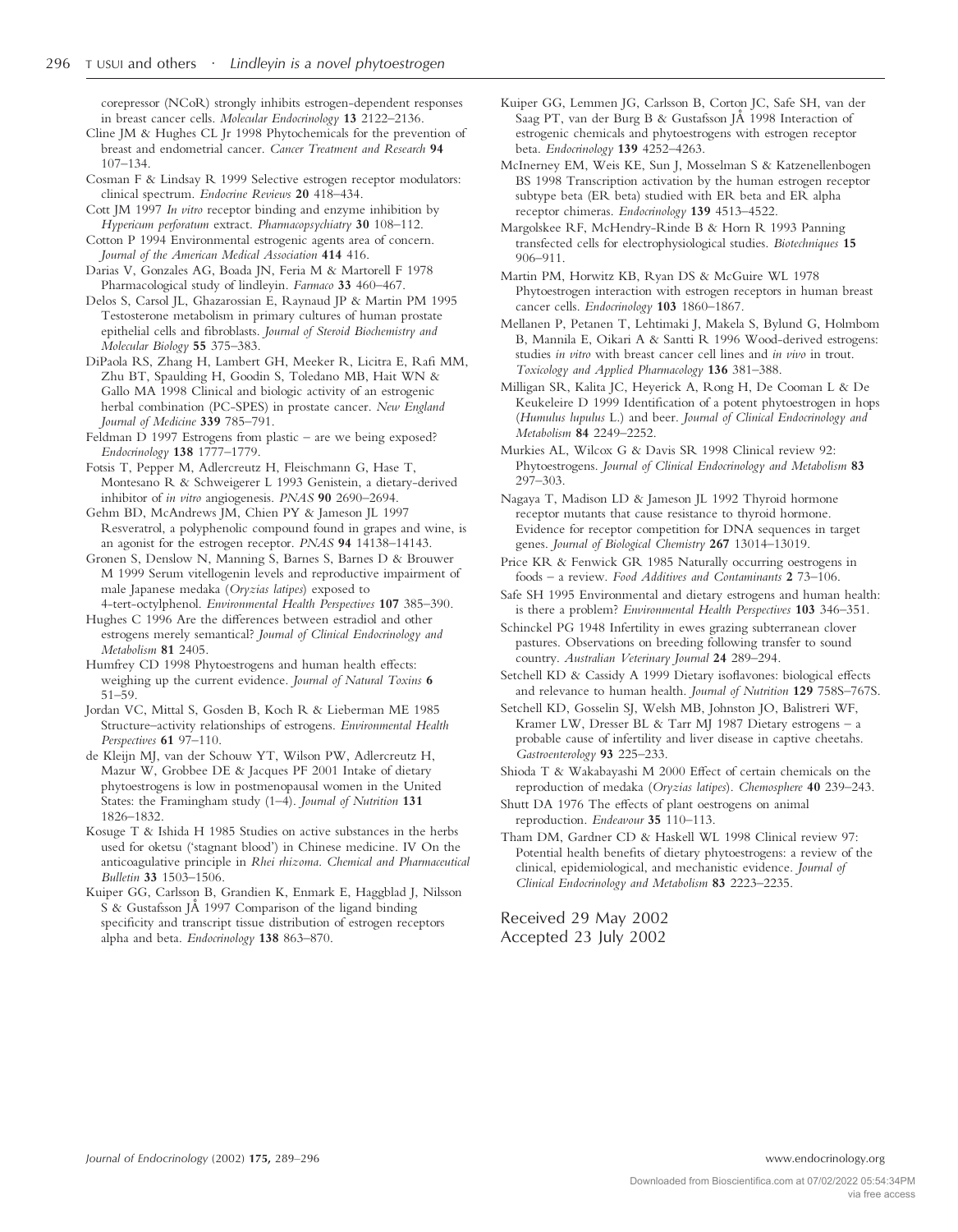corepressor (NCoR) strongly inhibits estrogen-dependent responses in breast cancer cells. *Molecular Endocrinology* **13** 2122–2136.

Cline JM & Hughes CL Jr 1998 Phytochemicals for the prevention of breast and endometrial cancer. *Cancer Treatment and Research* **94** 107–134.

Cosman F & Lindsay R 1999 Selective estrogen receptor modulators: clinical spectrum. *Endocrine Reviews* **20** 418–434.

Cott JM 1997 *In vitro* receptor binding and enzyme inhibition by *Hypericum perforatum* extract. *Pharmacopsychiatry* **30** 108–112.

Cotton P 1994 Environmental estrogenic agents area of concern. *Journal of the American Medical Association* **414** 416.

Darias V, Gonzales AG, Boada JN, Feria M & Martorell F 1978 Pharmacological study of lindleyin. *Farmaco* **33** 460–467.

Delos S, Carsol JL, Ghazarossian E, Raynaud JP & Martin PM 1995 Testosterone metabolism in primary cultures of human prostate epithelial cells and fibroblasts. *Journal of Steroid Biochemistry and Molecular Biology* **55** 375–383.

DiPaola RS, Zhang H, Lambert GH, Meeker R, Licitra E, Rafi MM, Zhu BT, Spaulding H, Goodin S, Toledano MB, Hait WN & Gallo MA 1998 Clinical and biologic activity of an estrogenic herbal combination (PC-SPES) in prostate cancer. *New England Journal of Medicine* **339** 785–791.

Feldman D 1997 Estrogens from plastic – are we being exposed? *Endocrinology* **138** 1777–1779.

Fotsis T, Pepper M, Adlercreutz H, Fleischmann G, Hase T, Montesano R & Schweigerer L 1993 Genistein, a dietary-derived inhibitor of *in vitro* angiogenesis. *PNAS* **90** 2690–2694.

Gehm BD, McAndrews JM, Chien PY & Jameson JL 1997 Resveratrol, a polyphenolic compound found in grapes and wine, is an agonist for the estrogen receptor. *PNAS* **94** 14138–14143.

Gronen S, Denslow N, Manning S, Barnes S, Barnes D & Brouwer M 1999 Serum vitellogenin levels and reproductive impairment of male Japanese medaka (*Oryzias latipes*) exposed to 4-tert-octylphenol. *Environmental Health Perspectives* **107** 385–390.

Hughes C 1996 Are the differences between estradiol and other estrogens merely semantical? *Journal of Clinical Endocrinology and Metabolism* **81** 2405.

Humfrey CD 1998 Phytoestrogens and human health effects: weighing up the current evidence. *Journal of Natural Toxins* **6** 51–59.

Jordan VC, Mittal S, Gosden B, Koch R & Lieberman ME 1985 Structure–activity relationships of estrogens. *Environmental Health Perspectives* **61** 97–110.

de Kleijn MJ, van der Schouw YT, Wilson PW, Adlercreutz H, Mazur W, Grobbee DE & Jacques PF 2001 Intake of dietary phytoestrogens is low in postmenopausal women in the United States: the Framingham study (1–4). *Journal of Nutrition* **131** 1826–1832.

Kosuge T & Ishida H 1985 Studies on active substances in the herbs used for oketsu ('stagnant blood') in Chinese medicine. IV On the anticoagulative principle in *Rhei rhizoma*. *Chemical and Pharmaceutical Bulletin* **33** 1503–1506.

Kuiper GG, Carlsson B, Grandien K, Enmark E, Haggblad J, Nilsson S & Gustafsson JÅ 1997 Comparison of the ligand binding specificity and transcript tissue distribution of estrogen receptors alpha and beta. *Endocrinology* **138** 863–870.

Kuiper GG, Lemmen JG, Carlsson B, Corton JC, Safe SH, van der Saag PT, van der Burg B & Gustafsson JÅ 1998 Interaction of estrogenic chemicals and phytoestrogens with estrogen receptor beta. *Endocrinology* **139** 4252–4263.

McInerney EM, Weis KE, Sun J, Mosselman S & Katzenellenbogen BS 1998 Transcription activation by the human estrogen receptor subtype beta (ER beta) studied with ER beta and ER alpha receptor chimeras. *Endocrinology* **139** 4513–4522.

Margolskee RF, McHendry-Rinde B & Horn R 1993 Panning transfected cells for electrophysiological studies. *Biotechniques* **15** 906–911.

Martin PM, Horwitz KB, Ryan DS & McGuire WL 1978 Phytoestrogen interaction with estrogen receptors in human breast cancer cells. *Endocrinology* **103** 1860–1867.

Mellanen P, Petanen T, Lehtimaki J, Makela S, Bylund G, Holmbom B, Mannila E, Oikari A & Santti R 1996 Wood-derived estrogens: studies *in vitro* with breast cancer cell lines and *in vivo* in trout. *Toxicology and Applied Pharmacology* **136** 381–388.

Milligan SR, Kalita JC, Heyerick A, Rong H, De Cooman L & De Keukeleire D 1999 Identification of a potent phytoestrogen in hops (*Humulus lupulus* L.) and beer. *Journal of Clinical Endocrinology and Metabolism* **84** 2249–2252.

Murkies AL, Wilcox G & Davis SR 1998 Clinical review 92: Phytoestrogens. *Journal of Clinical Endocrinology and Metabolism* **83** 297–303.

Nagaya T, Madison LD & Jameson JL 1992 Thyroid hormone receptor mutants that cause resistance to thyroid hormone. Evidence for receptor competition for DNA sequences in target genes. *Journal of Biological Chemistry* **267** 13014–13019.

Price KR & Fenwick GR 1985 Naturally occurring oestrogens in foods – a review. *Food Additives and Contaminants* **2** 73–106.

Safe SH 1995 Environmental and dietary estrogens and human health: is there a problem? *Environmental Health Perspectives* **103** 346–351.

Schinckel PG 1948 Infertility in ewes grazing subterranean clover pastures. Observations on breeding following transfer to sound country. *Australian Veterinary Journal* **24** 289–294.

Setchell KD & Cassidy A 1999 Dietary isoflavones: biological effects and relevance to human health. *Journal of Nutrition* **129** 758S–767S.

Setchell KD, Gosselin SJ, Welsh MB, Johnston JO, Balistreri WF, Kramer LW, Dresser BL & Tarr MJ 1987 Dietary estrogens – a probable cause of infertility and liver disease in captive cheetahs. *Gastroenterology* **93** 225–233.

Shioda T & Wakabayashi M 2000 Effect of certain chemicals on the reproduction of medaka (*Oryzias latipes*). *Chemosphere* **40** 239–243.

Shutt DA 1976 The effects of plant oestrogens on animal reproduction. *Endeavour* **35** 110–113.

Tham DM, Gardner CD & Haskell WL 1998 Clinical review 97: Potential health benefits of dietary phytoestrogens: a review of the clinical, epidemiological, and mechanistic evidence. *Journal of Clinical Endocrinology and Metabolism* **83** 2223–2235.

Received 29 May 2002
Accepted 23 July 2002